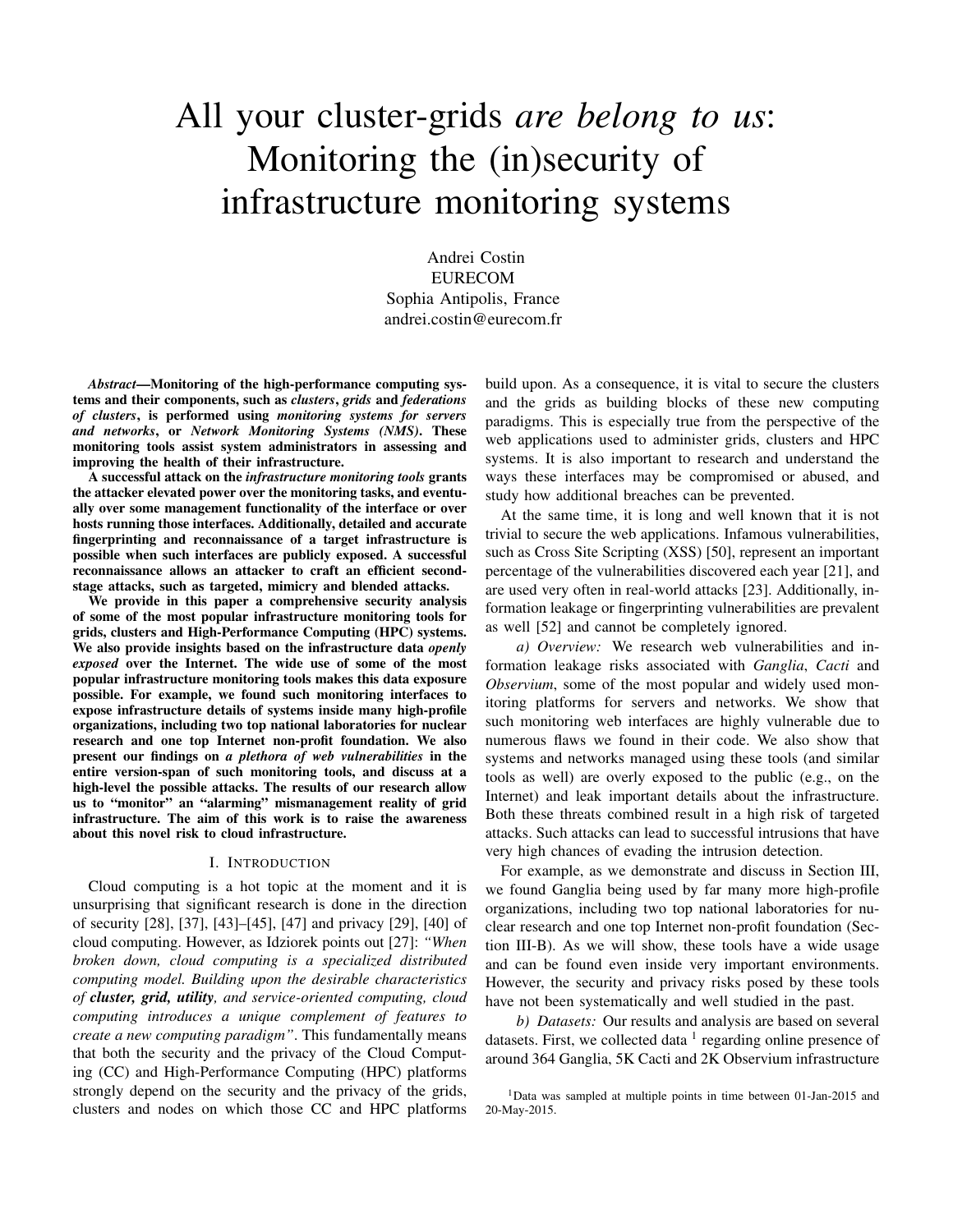# All your cluster-grids *are belong to us*: Monitoring the (in)security of infrastructure monitoring systems

Andrei Costin
EURECOM
Sophia Antipolis, France
andrei.costin@eurecom.fr

***Abstract*—Monitoring of the high-performance computing systems and their components, such as *clusters*, *grids* and *federations of clusters*, is performed using *monitoring systems for servers and networks*, or *Network Monitoring Systems (NMS)*. These monitoring tools assist system administrators in assessing and improving the health of their infrastructure.**

**A successful attack on the *infrastructure monitoring tools* grants the attacker elevated power over the monitoring tasks, and eventually over some management functionality of the interface or over hosts running those interfaces. Additionally, detailed and accurate fingerprinting and reconnaissance of a target infrastructure is possible when such interfaces are publicly exposed. A successful reconnaissance allows an attacker to craft an efficient second-stage attacks, such as targeted, mimicry and blended attacks.**

**We provide in this paper a comprehensive security analysis of some of the most popular infrastructure monitoring tools for grids, clusters and High-Performance Computing (HPC) systems. We also provide insights based on the infrastructure data *openly exposed* over the Internet. The wide use of some of the most popular infrastructure monitoring tools makes this data exposure possible. For example, we found such monitoring interfaces to expose infrastructure details of systems inside many high-profile organizations, including two top national laboratories for nuclear research and one top Internet non-profit foundation. We also present our findings on *a plethora of web vulnerabilities* in the entire version-span of such monitoring tools, and discuss at a high-level the possible attacks. The results of our research allow us to "monitor" an "alarming" mismanagement reality of grid infrastructure. The aim of this work is to raise the awareness about this novel risk to cloud infrastructure.**

## I. Introduction

Cloud computing is a hot topic at the moment and it is unsurprising that significant research is done in the direction of security [28], [37], [43]–[45], [47] and privacy [29], [40] of cloud computing. However, as Idziorek points out [27]: *"When broken down, cloud computing is a specialized distributed computing model. Building upon the desirable characteristics of **cluster, grid, utility**, and service-oriented computing, cloud computing introduces a unique complement of features to create a new computing paradigm"*. This fundamentally means that both the security and the privacy of the Cloud Computing (CC) and High-Performance Computing (HPC) platforms strongly depend on the security and the privacy of the grids, clusters and nodes on which those CC and HPC platforms build upon. As a consequence, it is vital to secure the clusters and the grids as building blocks of these new computing paradigms. This is especially true from the perspective of the web applications used to administer grids, clusters and HPC systems. It is also important to research and understand the ways these interfaces may be compromised or abused, and study how additional breaches can be prevented.

At the same time, it is long and well known that it is not trivial to secure the web applications. Infamous vulnerabilities, such as Cross Site Scripting (XSS) [50], represent an important percentage of the vulnerabilities discovered each year [21], and are used very often in real-world attacks [23]. Additionally, information leakage or fingerprinting vulnerabilities are prevalent as well [52] and cannot be completely ignored.

*a) Overview:* We research web vulnerabilities and information leakage risks associated with *Ganglia*, *Cacti* and *Observium*, some of the most popular and widely used monitoring platforms for servers and networks. We show that such monitoring web interfaces are highly vulnerable due to numerous flaws we found in their code. We also show that systems and networks managed using these tools (and similar tools as well) are overly exposed to the public (e.g., on the Internet) and leak important details about the infrastructure. Both these threats combined result in a high risk of targeted attacks. Such attacks can lead to successful intrusions that have very high chances of evading the intrusion detection.

For example, as we demonstrate and discuss in Section III, we found Ganglia being used by far many more high-profile organizations, including two top national laboratories for nuclear research and one top Internet non-profit foundation (Section III-B). As we will show, these tools have a wide usage and can be found even inside very important environments. However, the security and privacy risks posed by these tools have not been systematically and well studied in the past.

*b) Datasets:* Our results and analysis are based on several datasets. First, we collected data [1] regarding online presence of around 364 Ganglia, 5K Cacti and 2K Observium infrastructure

[1] Data was sampled at multiple points in time between 01-Jan-2015 and 20-May-2015.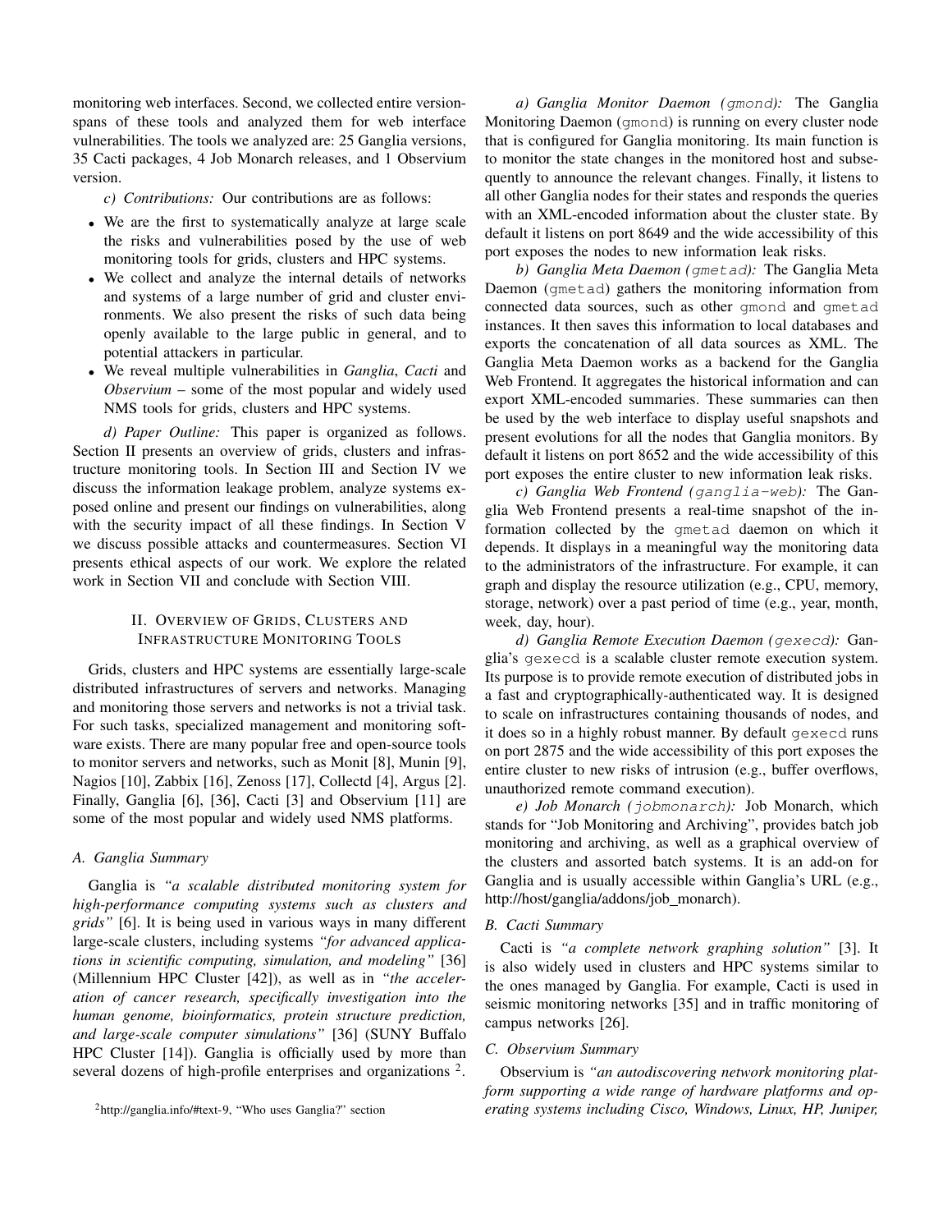monitoring web interfaces. Second, we collected entire version-spans of these tools and analyzed them for web interface vulnerabilities. The tools we analyzed are: 25 Ganglia versions, 35 Cacti packages, 4 Job Monarch releases, and 1 Observium version.

*c) Contributions:* Our contributions are as follows:

- We are the first to systematically analyze at large scale the risks and vulnerabilities posed by the use of web monitoring tools for grids, clusters and HPC systems.
- We collect and analyze the internal details of networks and systems of a large number of grid and cluster environments. We also present the risks of such data being openly available to the large public in general, and to potential attackers in particular.
- We reveal multiple vulnerabilities in *Ganglia*, *Cacti* and *Observium* – some of the most popular and widely used NMS tools for grids, clusters and HPC systems.

*d) Paper Outline:* This paper is organized as follows. Section II presents an overview of grids, clusters and infrastructure monitoring tools. In Section III and Section IV we discuss the information leakage problem, analyze systems exposed online and present our findings on vulnerabilities, along with the security impact of all these findings. In Section V we discuss possible attacks and countermeasures. Section VI presents ethical aspects of our work. We explore the related work in Section VII and conclude with Section VIII.

## II. Overview of Grids, Clusters and Infrastructure Monitoring Tools

Grids, clusters and HPC systems are essentially large-scale distributed infrastructures of servers and networks. Managing and monitoring those servers and networks is not a trivial task. For such tasks, specialized management and monitoring software exists. There are many popular free and open-source tools to monitor servers and networks, such as Monit [8], Munin [9], Nagios [10], Zabbix [16], Zenoss [17], Collectd [4], Argus [2]. Finally, Ganglia [6], [36], Cacti [3] and Observium [11] are some of the most popular and widely used NMS platforms.

### A. Ganglia Summary

Ganglia is *"a scalable distributed monitoring system for high-performance computing systems such as clusters and grids"* [6]. It is being used in various ways in many different large-scale clusters, including systems *"for advanced applications in scientific computing, simulation, and modeling"* [36] (Millennium HPC Cluster [42]), as well as in *"the acceleration of cancer research, specifically investigation into the human genome, bioinformatics, protein structure prediction, and large-scale computer simulations"* [36] (SUNY Buffalo HPC Cluster [14]). Ganglia is officially used by more than several dozens of high-profile enterprises and organizations [2].

[2]http://ganglia.info/#text-9, "Who uses Ganglia?" section

*a) Ganglia Monitor Daemon (`gmond`):* The Ganglia Monitoring Daemon (`gmond`) is running on every cluster node that is configured for Ganglia monitoring. Its main function is to monitor the state changes in the monitored host and subsequently to announce the relevant changes. Finally, it listens to all other Ganglia nodes for their states and responds the queries with an XML-encoded information about the cluster state. By default it listens on port 8649 and the wide accessibility of this port exposes the nodes to new information leak risks.

*b) Ganglia Meta Daemon (`gmetad`):* The Ganglia Meta Daemon (`gmetad`) gathers the monitoring information from connected data sources, such as other `gmond` and `gmetad` instances. It then saves this information to local databases and exports the concatenation of all data sources as XML. The Ganglia Meta Daemon works as a backend for the Ganglia Web Frontend. It aggregates the historical information and can export XML-encoded summaries. These summaries can then be used by the web interface to display useful snapshots and present evolutions for all the nodes that Ganglia monitors. By default it listens on port 8652 and the wide accessibility of this port exposes the entire cluster to new information leak risks.

*c) Ganglia Web Frontend (`ganglia-web`):* The Ganglia Web Frontend presents a real-time snapshot of the information collected by the `gmetad` daemon on which it depends. It displays in a meaningful way the monitoring data to the administrators of the infrastructure. For example, it can graph and display the resource utilization (e.g., CPU, memory, storage, network) over a past period of time (e.g., year, month, week, day, hour).

*d) Ganglia Remote Execution Daemon (`gexecd`):* Ganglia's `gexecd` is a scalable cluster remote execution system. Its purpose is to provide remote execution of distributed jobs in a fast and cryptographically-authenticated way. It is designed to scale on infrastructures containing thousands of nodes, and it does so in a highly robust manner. By default `gexecd` runs on port 2875 and the wide accessibility of this port exposes the entire cluster to new risks of intrusion (e.g., buffer overflows, unauthorized remote command execution).

*e) Job Monarch (`jobmonarch`):* Job Monarch, which stands for "Job Monitoring and Archiving", provides batch job monitoring and archiving, as well as a graphical overview of the clusters and assorted batch systems. It is an add-on for Ganglia and is usually accessible within Ganglia's URL (e.g., http://host/ganglia/addons/job_monarch).

### B. Cacti Summary

Cacti is *"a complete network graphing solution"* [3]. It is also widely used in clusters and HPC systems similar to the ones managed by Ganglia. For example, Cacti is used in seismic monitoring networks [35] and in traffic monitoring of campus networks [26].

### C. Observium Summary

Observium is *"an autodiscovering network monitoring platform supporting a wide range of hardware platforms and operating systems including Cisco, Windows, Linux, HP, Juniper,*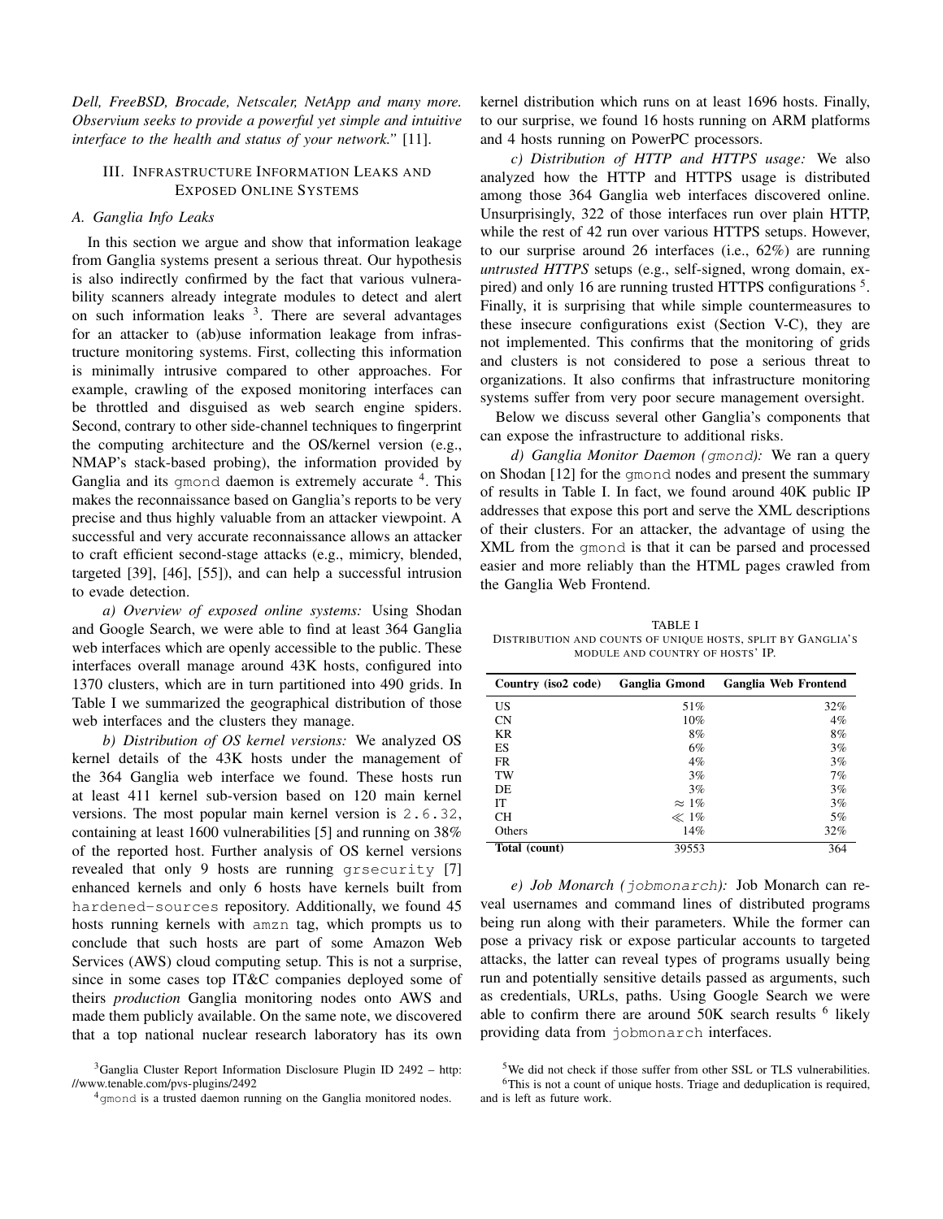*Dell, FreeBSD, Brocade, Netscaler, NetApp and many more. Observium seeks to provide a powerful yet simple and intuitive interface to the health and status of your network."* [11].

## III. Infrastructure Information Leaks and Exposed Online Systems

### A. Ganglia Info Leaks

In this section we argue and show that information leakage from Ganglia systems present a serious threat. Our hypothesis is also indirectly confirmed by the fact that various vulnerability scanners already integrate modules to detect and alert on such information leaks [3]. There are several advantages for an attacker to (ab)use information leakage from infrastructure monitoring systems. First, collecting this information is minimally intrusive compared to other approaches. For example, crawling of the exposed monitoring interfaces can be throttled and disguised as web search engine spiders. Second, contrary to other side-channel techniques to fingerprint the computing architecture and the OS/kernel version (e.g., NMAP's stack-based probing), the information provided by Ganglia and its `gmond` daemon is extremely accurate [4]. This makes the reconnaissance based on Ganglia's reports to be very precise and thus highly valuable from an attacker viewpoint. A successful and very accurate reconnaissance allows an attacker to craft efficient second-stage attacks (e.g., mimicry, blended, targeted [39], [46], [55]), and can help a successful intrusion to evade detection.

*a) Overview of exposed online systems:* Using Shodan and Google Search, we were able to find at least 364 Ganglia web interfaces which are openly accessible to the public. These interfaces overall manage around 43K hosts, configured into 1370 clusters, which are in turn partitioned into 490 grids. In Table I we summarized the geographical distribution of those web interfaces and the clusters they manage.

*b) Distribution of OS kernel versions:* We analyzed OS kernel details of the 43K hosts under the management of the 364 Ganglia web interface we found. These hosts run at least 411 kernel sub-version based on 120 main kernel versions. The most popular main kernel version is `2.6.32`, containing at least 1600 vulnerabilities [5] and running on 38% of the reported host. Further analysis of OS kernel versions revealed that only 9 hosts are running `grsecurity` [7] enhanced kernels and only 6 hosts have kernels built from `hardened-sources` repository. Additionally, we found 45 hosts running kernels with `amzn` tag, which prompts us to conclude that such hosts are part of some Amazon Web Services (AWS) cloud computing setup. This is not a surprise, since in some cases top IT&C companies deployed some of theirs *production* Ganglia monitoring nodes onto AWS and made them publicly available. On the same note, we discovered that a top national nuclear research laboratory has its own kernel distribution which runs on at least 1696 hosts. Finally, to our surprise, we found 16 hosts running on ARM platforms and 4 hosts running on PowerPC processors.

*c) Distribution of HTTP and HTTPS usage:* We also analyzed how the HTTP and HTTPS usage is distributed among those 364 Ganglia web interfaces discovered online. Unsurprisingly, 322 of those interfaces run over plain HTTP, while the rest of 42 run over various HTTPS setups. However, to our surprise around 26 interfaces (i.e., 62%) are running *untrusted HTTPS* setups (e.g., self-signed, wrong domain, expired) and only 16 are running trusted HTTPS configurations [5]. Finally, it is surprising that while simple countermeasures to these insecure configurations exist (Section V-C), they are not implemented. This confirms that the monitoring of grids and clusters is not considered to pose a serious threat to organizations. It also confirms that infrastructure monitoring systems suffer from very poor secure management oversight.

Below we discuss several other Ganglia's components that can expose the infrastructure to additional risks.

*d) Ganglia Monitor Daemon (`gmond`):* We ran a query on Shodan [12] for the `gmond` nodes and present the summary of results in Table I. In fact, we found around 40K public IP addresses that expose this port and serve the XML descriptions of their clusters. For an attacker, the advantage of using the XML from the `gmond` is that it can be parsed and processed easier and more reliably than the HTML pages crawled from the Ganglia Web Frontend.

TABLE I
Distribution and counts of unique hosts, split by Ganglia's module and country of hosts' IP.

| Country (iso2 code) | Ganglia Gmond | Ganglia Web Frontend |
|---|---|---|
| US | 51% | 32% |
| CN | 10% | 4% |
| KR | 8% | 8% |
| ES | 6% | 3% |
| FR | 4% | 3% |
| TW | 3% | 7% |
| DE | 3% | 3% |
| IT | $\approx 1\%$ | 3% |
| CH | $\ll 1\%$ | 5% |
| Others | 14% | 32% |
| **Total (count)** | 39553 | 364 |

*e) Job Monarch (`jobmonarch`):* Job Monarch can reveal usernames and command lines of distributed programs being run along with their parameters. While the former can pose a privacy risk or expose particular accounts to targeted attacks, the latter can reveal types of programs usually being run and potentially sensitive details passed as arguments, such as credentials, URLs, paths. Using Google Search we were able to confirm there are around 50K search results [6] likely providing data from `jobmonarch` interfaces.

[3] Ganglia Cluster Report Information Disclosure Plugin ID 2492 – http://www.tenable.com/pvs-plugins/2492

[4] `gmond` is a trusted daemon running on the Ganglia monitored nodes.

[5] We did not check if those suffer from other SSL or TLS vulnerabilities.

[6] This is not a count of unique hosts. Triage and deduplication is required, and is left as future work.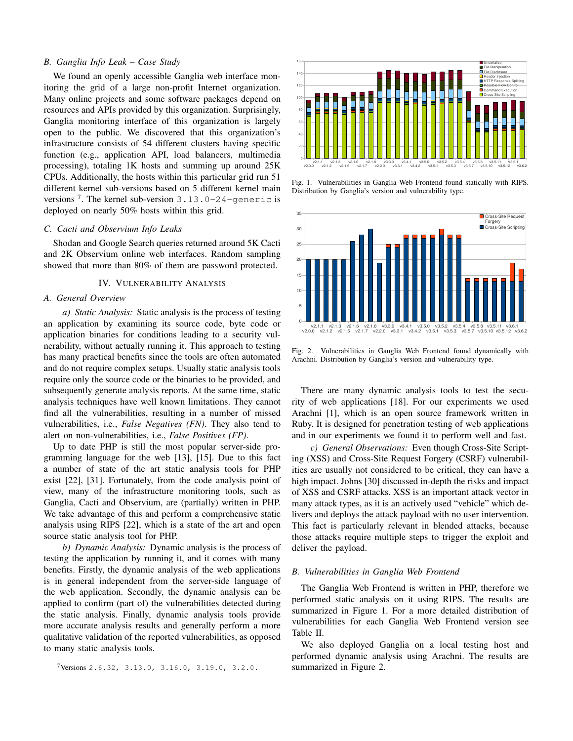### B. Ganglia Info Leak – Case Study

We found an openly accessible Ganglia web interface monitoring the grid of a large non-profit Internet organization. Many online projects and some software packages depend on resources and APIs provided by this organization. Surprisingly, Ganglia monitoring interface of this organization is largely open to the public. We discovered that this organization's infrastructure consists of 54 different clusters having specific function (e.g., application API, load balancers, multimedia processing), totaling 1K hosts and summing up around 25K CPUs. Additionally, the hosts within this particular grid run 51 different kernel sub-versions based on 5 different kernel main versions [7]. The kernel sub-version `3.13.0-24-generic` is deployed on nearly 50% hosts within this grid.

### C. Cacti and Observium Info Leaks

Shodan and Google Search queries returned around 5K Cacti and 2K Observium online web interfaces. Random sampling showed that more than 80% of them are password protected.

## IV. Vulnerability Analysis

### A. General Overview

*a) Static Analysis:* Static analysis is the process of testing an application by examining its source code, byte code or application binaries for conditions leading to a security vulnerability, without actually running it. This approach to testing has many practical benefits since the tools are often automated and do not require complex setups. Usually static analysis tools require only the source code or the binaries to be provided, and subsequently generate analysis reports. At the same time, static analysis techniques have well known limitations. They cannot find all the vulnerabilities, resulting in a number of missed vulnerabilities, i.e., *False Negatives (FN)*. They also tend to alert on non-vulnerabilities, i.e., *False Positives (FP)*.

Up to date PHP is still the most popular server-side programming language for the web [13], [15]. Due to this fact a number of state of the art static analysis tools for PHP exist [22], [31]. Fortunately, from the code analysis point of view, many of the infrastructure monitoring tools, such as Ganglia, Cacti and Observium, are (partially) written in PHP. We take advantage of this and perform a comprehensive static analysis using RIPS [22], which is a state of the art and open source static analysis tool for PHP.

*b) Dynamic Analysis:* Dynamic analysis is the process of testing the application by running it, and it comes with many benefits. Firstly, the dynamic analysis of the web applications is in general independent from the server-side language of the web application. Secondly, the dynamic analysis can be applied to confirm (part of) the vulnerabilities detected during the static analysis. Finally, dynamic analysis tools provide more accurate analysis results and generally perform a more qualitative validation of the reported vulnerabilities, as opposed to many static analysis tools.

[7] Versions `2.6.32, 3.13.0, 3.16.0, 3.19.0, 3.2.0`.

Fig. 1. Vulnerabilities in Ganglia Web Frontend found statically with RIPS. Distribution by Ganglia's version and vulnerability type.

Fig. 2. Vulnerabilities in Ganglia Web Frontend found dynamically with Arachni. Distribution by Ganglia's version and vulnerability type.

There are many dynamic analysis tools to test the security of web applications [18]. For our experiments we used Arachni [1], which is an open source framework written in Ruby. It is designed for penetration testing of web applications and in our experiments we found it to perform well and fast.

*c) General Observations:* Even though Cross-Site Scripting (XSS) and Cross-Site Request Forgery (CSRF) vulnerabilities are usually not considered to be critical, they can have a high impact. Johns [30] discussed in-depth the risks and impact of XSS and CSRF attacks. XSS is an important attack vector in many attack types, as it is an actively used "vehicle" which delivers and deploys the attack payload with no user intervention. This fact is particularly relevant in blended attacks, because those attacks require multiple steps to trigger the exploit and deliver the payload.

### B. Vulnerabilities in Ganglia Web Frontend

The Ganglia Web Frontend is written in PHP, therefore we performed static analysis on it using RIPS. The results are summarized in Figure 1. For a more detailed distribution of vulnerabilities for each Ganglia Web Frontend version see Table II.

We also deployed Ganglia on a local testing host and performed dynamic analysis using Arachni. The results are summarized in Figure 2.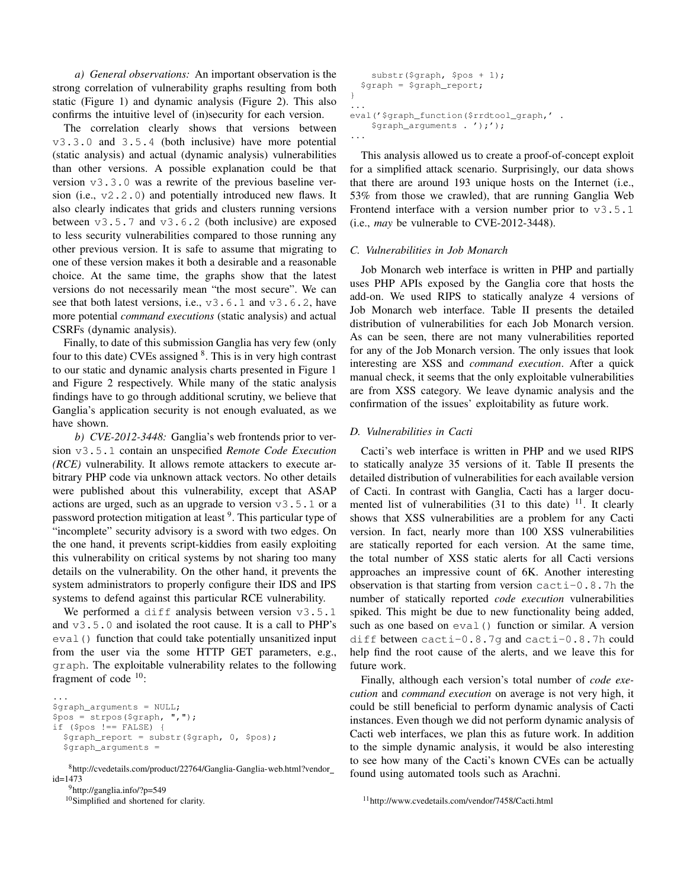*a) General observations:* An important observation is the strong correlation of vulnerability graphs resulting from both static (Figure 1) and dynamic analysis (Figure 2). This also confirms the intuitive level of (in)security for each version.

The correlation clearly shows that versions between `v3.3.0` and `3.5.4` (both inclusive) have more potential (static analysis) and actual (dynamic analysis) vulnerabilities than other versions. A possible explanation could be that version `v3.3.0` was a rewrite of the previous baseline version (i.e., `v2.2.0`) and potentially introduced new flaws. It also clearly indicates that grids and clusters running versions between `v3.5.7` and `v3.6.2` (both inclusive) are exposed to less security vulnerabilities compared to those running any other previous version. It is safe to assume that migrating to one of these version makes it both a desirable and a reasonable choice. At the same time, the graphs show that the latest versions do not necessarily mean "the most secure". We can see that both latest versions, i.e., `v3.6.1` and `v3.6.2`, have more potential *command executions* (static analysis) and actual CSRFs (dynamic analysis).

Finally, to date of this submission Ganglia has very few (only four to this date) CVEs assigned [8]. This is in very high contrast to our static and dynamic analysis charts presented in Figure 1 and Figure 2 respectively. While many of the static analysis findings have to go through additional scrutiny, we believe that Ganglia's application security is not enough evaluated, as we have shown.

*b) CVE-2012-3448:* Ganglia's web frontends prior to version `v3.5.1` contain an unspecified *Remote Code Execution (RCE)* vulnerability. It allows remote attackers to execute arbitrary PHP code via unknown attack vectors. No other details were published about this vulnerability, except that ASAP actions are urged, such as an upgrade to version `v3.5.1` or a password protection mitigation at least [9]. This particular type of "incomplete" security advisory is a sword with two edges. On the one hand, it prevents script-kiddies from easily exploiting this vulnerability on critical systems by not sharing too many details on the vulnerability. On the other hand, it prevents the system administrators to properly configure their IDS and IPS systems to defend against this particular RCE vulnerability.

We performed a `diff` analysis between version `v3.5.1` and `v3.5.0` and isolated the root cause. It is a call to PHP's `eval()` function that could take potentially unsanitized input from the user via the some HTTP GET parameters, e.g., `graph`. The exploitable vulnerability relates to the following fragment of code [10]:

```
...
$graph_arguments = NULL;
$pos = strpos($graph, ",");
if ($pos !== FALSE) {
  $graph_report = substr($graph, 0, $pos);
  $graph_arguments =
    substr($graph, $pos + 1);
  $graph = $graph_report;
}
...
eval('$graph_function($rrdtool_graph,' .
    $graph_arguments . ');');
...
```

This analysis allowed us to create a proof-of-concept exploit for a simplified attack scenario. Surprisingly, our data shows that there are around 193 unique hosts on the Internet (i.e., 53% from those we crawled), that are running Ganglia Web Frontend interface with a version number prior to `v3.5.1` (i.e., *may* be vulnerable to CVE-2012-3448).

### C. Vulnerabilities in Job Monarch

Job Monarch web interface is written in PHP and partially uses PHP APIs exposed by the Ganglia core that hosts the add-on. We used RIPS to statically analyze 4 versions of Job Monarch web interface. Table II presents the detailed distribution of vulnerabilities for each Job Monarch version. As can be seen, there are not many vulnerabilities reported for any of the Job Monarch version. The only issues that look interesting are XSS and *command execution*. After a quick manual check, it seems that the only exploitable vulnerabilities are from XSS category. We leave dynamic analysis and the confirmation of the issues' exploitability as future work.

### D. Vulnerabilities in Cacti

Cacti's web interface is written in PHP and we used RIPS to statically analyze 35 versions of it. Table II presents the detailed distribution of vulnerabilities for each available version of Cacti. In contrast with Ganglia, Cacti has a larger documented list of vulnerabilities (31 to this date) [11]. It clearly shows that XSS vulnerabilities are a problem for any Cacti version. In fact, nearly more than 100 XSS vulnerabilities are statically reported for each version. At the same time, the total number of XSS static alerts for all Cacti versions approaches an impressive count of 6K. Another interesting observation is that starting from version `cacti-0.8.7h` the number of statically reported *code execution* vulnerabilities spiked. This might be due to new functionality being added, such as one based on `eval()` function or similar. A version `diff` between `cacti-0.8.7g` and `cacti-0.8.7h` could help find the root cause of the alerts, and we leave this for future work.

Finally, although each version's total number of *code execution* and *command execution* on average is not very high, it could be still beneficial to perform dynamic analysis of Cacti instances. Even though we did not perform dynamic analysis of Cacti web interfaces, we plan this as future work. In addition to the simple dynamic analysis, it would be also interesting to see how many of the Cacti's known CVEs can be actually found using automated tools such as Arachni.

[8] http://cvedetails.com/product/22764/Ganglia-Ganglia-web.html?vendor_id=1473

[9] http://ganglia.info/?p=549

[10] Simplified and shortened for clarity.

[11] http://www.cvedetails.com/vendor/7458/Cacti.html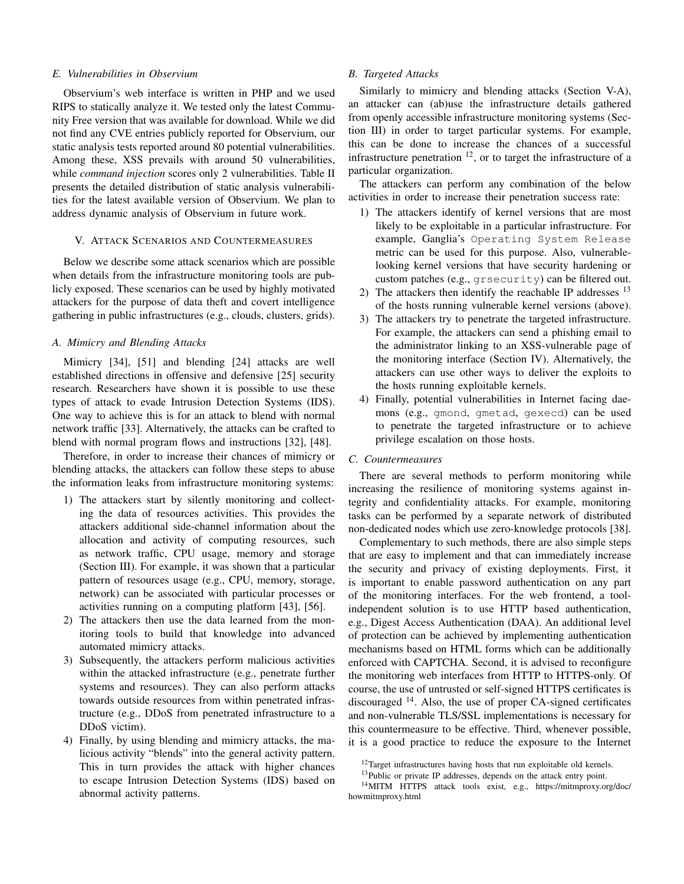### E. Vulnerabilities in Observium

Observium's web interface is written in PHP and we used RIPS to statically analyze it. We tested only the latest Community Free version that was available for download. While we did not find any CVE entries publicly reported for Observium, our static analysis tests reported around 80 potential vulnerabilities. Among these, XSS prevails with around 50 vulnerabilities, while *command injection* scores only 2 vulnerabilities. Table II presents the detailed distribution of static analysis vulnerabilities for the latest available version of Observium. We plan to address dynamic analysis of Observium in future work.

## V. Attack Scenarios and Countermeasures

Below we describe some attack scenarios which are possible when details from the infrastructure monitoring tools are publicly exposed. These scenarios can be used by highly motivated attackers for the purpose of data theft and covert intelligence gathering in public infrastructures (e.g., clouds, clusters, grids).

### A. Mimicry and Blending Attacks

Mimicry [34], [51] and blending [24] attacks are well established directions in offensive and defensive [25] security research. Researchers have shown it is possible to use these types of attack to evade Intrusion Detection Systems (IDS). One way to achieve this is for an attack to blend with normal network traffic [33]. Alternatively, the attacks can be crafted to blend with normal program flows and instructions [32], [48].

Therefore, in order to increase their chances of mimicry or blending attacks, the attackers can follow these steps to abuse the information leaks from infrastructure monitoring systems:

1) The attackers start by silently monitoring and collecting the data of resources activities. This provides the attackers additional side-channel information about the allocation and activity of computing resources, such as network traffic, CPU usage, memory and storage (Section III). For example, it was shown that a particular pattern of resources usage (e.g., CPU, memory, storage, network) can be associated with particular processes or activities running on a computing platform [43], [56].
2) The attackers then use the data learned from the monitoring tools to build that knowledge into advanced automated mimicry attacks.
3) Subsequently, the attackers perform malicious activities within the attacked infrastructure (e.g., penetrate further systems and resources). They can also perform attacks towards outside resources from within penetrated infrastructure (e.g., DDoS from penetrated infrastructure to a DDoS victim).
4) Finally, by using blending and mimicry attacks, the malicious activity "blends" into the general activity pattern. This in turn provides the attack with higher chances to escape Intrusion Detection Systems (IDS) based on abnormal activity patterns.

### B. Targeted Attacks

Similarly to mimicry and blending attacks (Section V-A), an attacker can (ab)use the infrastructure details gathered from openly accessible infrastructure monitoring systems (Section III) in order to target particular systems. For example, this can be done to increase the chances of a successful infrastructure penetration [12], or to target the infrastructure of a particular organization.

The attackers can perform any combination of the below activities in order to increase their penetration success rate:

1) The attackers identify of kernel versions that are most likely to be exploitable in a particular infrastructure. For example, Ganglia's `Operating System Release` metric can be used for this purpose. Also, vulnerable-looking kernel versions that have security hardening or custom patches (e.g., `grsecurity`) can be filtered out.
2) The attackers then identify the reachable IP addresses [13] of the hosts running vulnerable kernel versions (above).
3) The attackers try to penetrate the targeted infrastructure. For example, the attackers can send a phishing email to the administrator linking to an XSS-vulnerable page of the monitoring interface (Section IV). Alternatively, the attackers can use other ways to deliver the exploits to the hosts running exploitable kernels.
4) Finally, potential vulnerabilities in Internet facing daemons (e.g., `gmond`, `gmetad`, `gexecd`) can be used to penetrate the targeted infrastructure or to achieve privilege escalation on those hosts.

### C. Countermeasures

There are several methods to perform monitoring while increasing the resilience of monitoring systems against integrity and confidentiality attacks. For example, monitoring tasks can be performed by a separate network of distributed non-dedicated nodes which use zero-knowledge protocols [38].

Complementary to such methods, there are also simple steps that are easy to implement and that can immediately increase the security and privacy of existing deployments. First, it is important to enable password authentication on any part of the monitoring interfaces. For the web frontend, a tool-independent solution is to use HTTP based authentication, e.g., Digest Access Authentication (DAA). An additional level of protection can be achieved by implementing authentication mechanisms based on HTML forms which can be additionally enforced with CAPTCHA. Second, it is advised to reconfigure the monitoring web interfaces from HTTP to HTTPS-only. Of course, the use of untrusted or self-signed HTTPS certificates is discouraged [14]. Also, the use of proper CA-signed certificates and non-vulnerable TLS/SSL implementations is necessary for this countermeasure to be effective. Third, whenever possible, it is a good practice to reduce the exposure to the Internet

[12] Target infrastructures having hosts that run exploitable old kernels.

[13] Public or private IP addresses, depends on the attack entry point.

[14] MITM HTTPS attack tools exist, e.g., https://mitmproxy.org/doc/howmitmproxy.html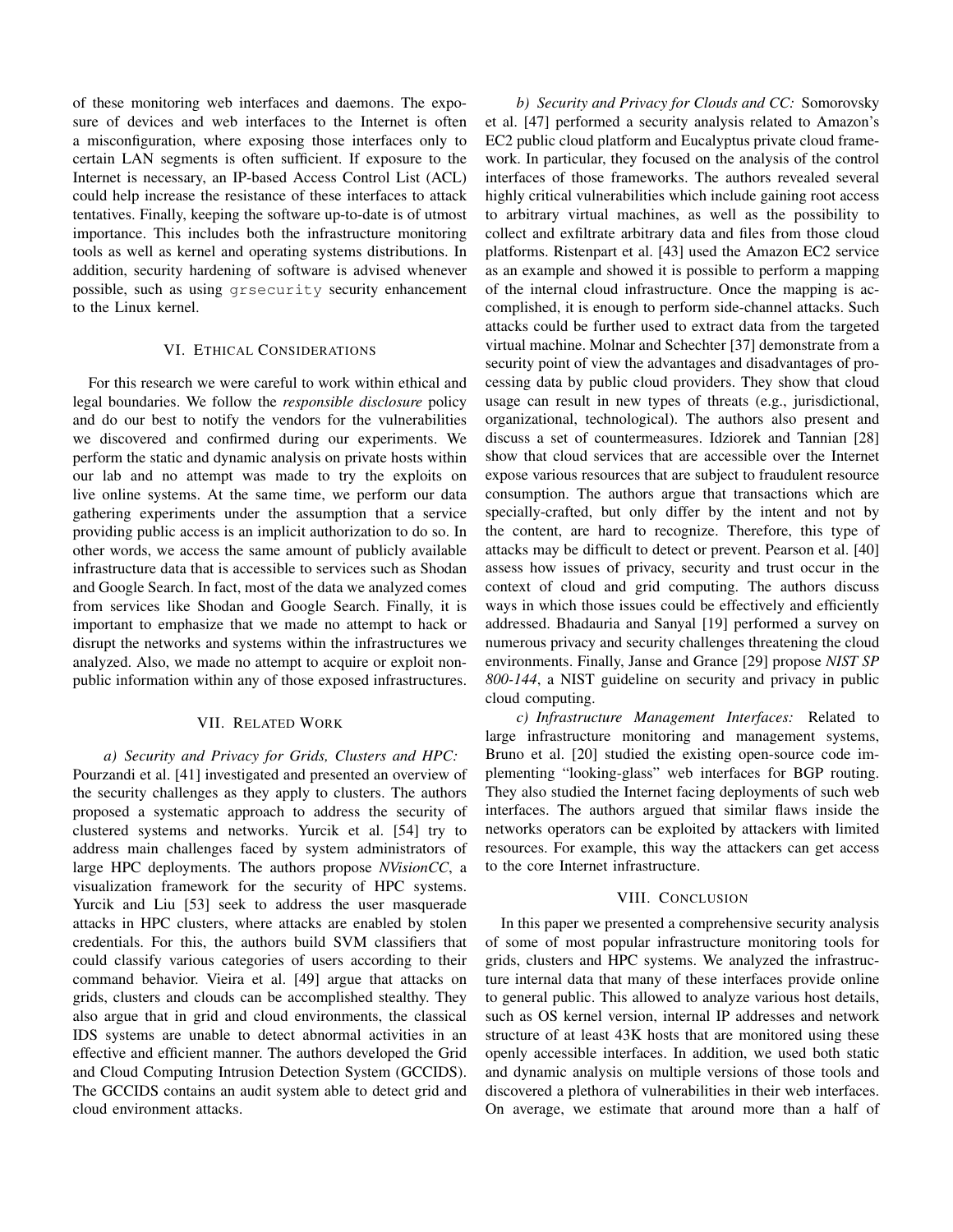of these monitoring web interfaces and daemons. The exposure of devices and web interfaces to the Internet is often a misconfiguration, where exposing those interfaces only to certain LAN segments is often sufficient. If exposure to the Internet is necessary, an IP-based Access Control List (ACL) could help increase the resistance of these interfaces to attack tentatives. Finally, keeping the software up-to-date is of utmost importance. This includes both the infrastructure monitoring tools as well as kernel and operating systems distributions. In addition, security hardening of software is advised whenever possible, such as using `grsecurity` security enhancement to the Linux kernel.

## VI. Ethical Considerations

For this research we were careful to work within ethical and legal boundaries. We follow the *responsible disclosure* policy and do our best to notify the vendors for the vulnerabilities we discovered and confirmed during our experiments. We perform the static and dynamic analysis on private hosts within our lab and no attempt was made to try the exploits on live online systems. At the same time, we perform our data gathering experiments under the assumption that a service providing public access is an implicit authorization to do so. In other words, we access the same amount of publicly available infrastructure data that is accessible to services such as Shodan and Google Search. In fact, most of the data we analyzed comes from services like Shodan and Google Search. Finally, it is important to emphasize that we made no attempt to hack or disrupt the networks and systems within the infrastructures we analyzed. Also, we made no attempt to acquire or exploit non-public information within any of those exposed infrastructures.

## VII. Related Work

*a) Security and Privacy for Grids, Clusters and HPC:* Pourzandi et al. [41] investigated and presented an overview of the security challenges as they apply to clusters. The authors proposed a systematic approach to address the security of clustered systems and networks. Yurcik et al. [54] try to address main challenges faced by system administrators of large HPC deployments. The authors propose *NVisionCC*, a visualization framework for the security of HPC systems. Yurcik and Liu [53] seek to address the user masquerade attacks in HPC clusters, where attacks are enabled by stolen credentials. For this, the authors build SVM classifiers that could classify various categories of users according to their command behavior. Vieira et al. [49] argue that attacks on grids, clusters and clouds can be accomplished stealthy. They also argue that in grid and cloud environments, the classical IDS systems are unable to detect abnormal activities in an effective and efficient manner. The authors developed the Grid and Cloud Computing Intrusion Detection System (GCCIDS). The GCCIDS contains an audit system able to detect grid and cloud environment attacks.

*b) Security and Privacy for Clouds and CC:* Somorovsky et al. [47] performed a security analysis related to Amazon's EC2 public cloud platform and Eucalyptus private cloud framework. In particular, they focused on the analysis of the control interfaces of those frameworks. The authors revealed several highly critical vulnerabilities which include gaining root access to arbitrary virtual machines, as well as the possibility to collect and exfiltrate arbitrary data and files from those cloud platforms. Ristenpart et al. [43] used the Amazon EC2 service as an example and showed it is possible to perform a mapping of the internal cloud infrastructure. Once the mapping is accomplished, it is enough to perform side-channel attacks. Such attacks could be further used to extract data from the targeted virtual machine. Molnar and Schechter [37] demonstrate from a security point of view the advantages and disadvantages of processing data by public cloud providers. They show that cloud usage can result in new types of threats (e.g., jurisdictional, organizational, technological). The authors also present and discuss a set of countermeasures. Idziorek and Tannian [28] show that cloud services that are accessible over the Internet expose various resources that are subject to fraudulent resource consumption. The authors argue that transactions which are specially-crafted, but only differ by the intent and not by the content, are hard to recognize. Therefore, this type of attacks may be difficult to detect or prevent. Pearson et al. [40] assess how issues of privacy, security and trust occur in the context of cloud and grid computing. The authors discuss ways in which those issues could be effectively and efficiently addressed. Bhadauria and Sanyal [19] performed a survey on numerous privacy and security challenges threatening the cloud environments. Finally, Janse and Grance [29] propose ***NIST SP 800-144***, a NIST guideline on security and privacy in public cloud computing.

*c) Infrastructure Management Interfaces:* Related to large infrastructure monitoring and management systems, Bruno et al. [20] studied the existing open-source code implementing "looking-glass" web interfaces for BGP routing. They also studied the Internet facing deployments of such web interfaces. The authors argued that similar flaws inside the networks operators can be exploited by attackers with limited resources. For example, this way the attackers can get access to the core Internet infrastructure.

## VIII. Conclusion

In this paper we presented a comprehensive security analysis of some of most popular infrastructure monitoring tools for grids, clusters and HPC systems. We analyzed the infrastructure internal data that many of these interfaces provide online to general public. This allowed to analyze various host details, such as OS kernel version, internal IP addresses and network structure of at least 43K hosts that are monitored using these openly accessible interfaces. In addition, we used both static and dynamic analysis on multiple versions of those tools and discovered a plethora of vulnerabilities in their web interfaces. On average, we estimate that around more than a half of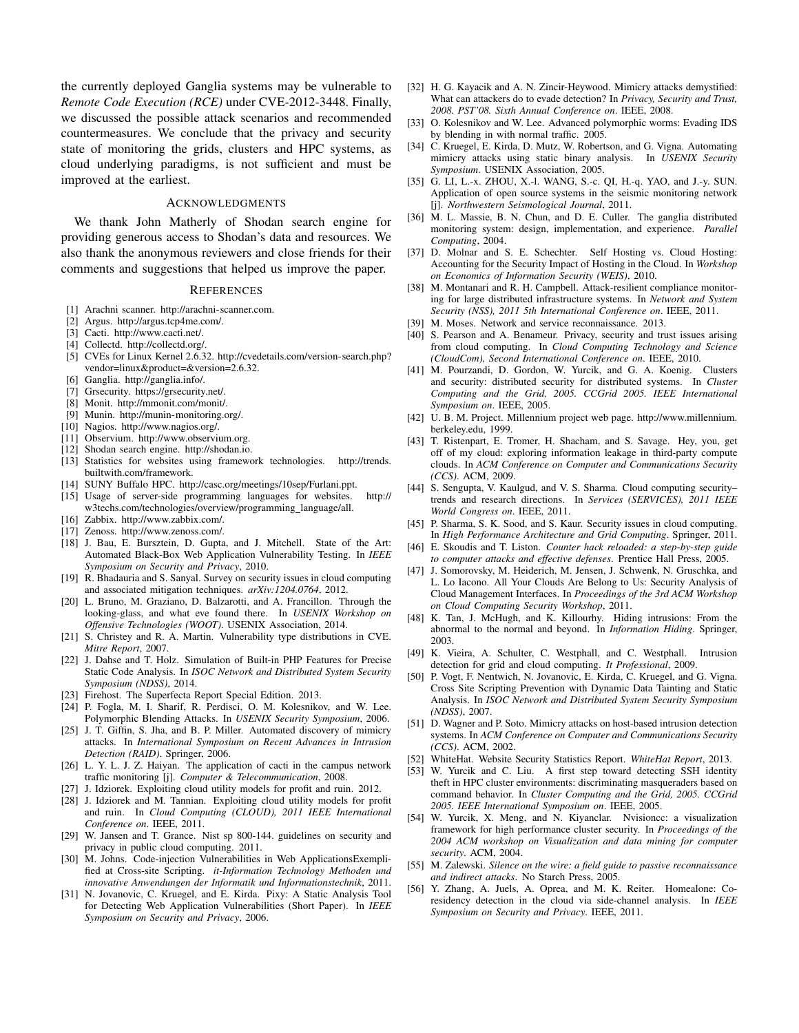the currently deployed Ganglia systems may be vulnerable to *Remote Code Execution (RCE)* under CVE-2012-3448. Finally, we discussed the possible attack scenarios and recommended countermeasures. We conclude that the privacy and security state of monitoring the grids, clusters and HPC systems, as cloud underlying paradigms, is not sufficient and must be improved at the earliest.

## Acknowledgments

We thank John Matherly of Shodan search engine for providing generous access to Shodan's data and resources. We also thank the anonymous reviewers and close friends for their comments and suggestions that helped us improve the paper.

## References

[1] Arachni scanner. http://arachni-scanner.com.
[2] Argus. http://argus.tcp4me.com/.
[3] Cacti. http://www.cacti.net/.
[4] Collectd. http://collectd.org/.
[5] CVEs for Linux Kernel 2.6.32. http://cvedetails.com/version-search.php?vendor=linux&product=&version=2.6.32.
[6] Ganglia. http://ganglia.info/.
[7] Grsecurity. https://grsecurity.net/.
[8] Monit. http://mmonit.com/monit/.
[9] Munin. http://munin-monitoring.org/.
[10] Nagios. http://www.nagios.org/.
[11] Observium. http://www.observium.org.
[12] Shodan search engine. http://shodan.io.
[13] Statistics for websites using framework technologies. http://trends.builtwith.com/framework.
[14] SUNY Buffalo HPC. http://casc.org/meetings/10sep/Furlani.ppt.
[15] Usage of server-side programming languages for websites. http://w3techs.com/technologies/overview/programming_language/all.
[16] Zabbix. http://www.zabbix.com/.
[17] Zenoss. http://www.zenoss.com/.
[18] J. Bau, E. Bursztein, D. Gupta, and J. Mitchell. State of the Art: Automated Black-Box Web Application Vulnerability Testing. In *IEEE Symposium on Security and Privacy*, 2010.
[19] R. Bhadauria and S. Sanyal. Survey on security issues in cloud computing and associated mitigation techniques. *arXiv:1204.0764*, 2012.
[20] L. Bruno, M. Graziano, D. Balzarotti, and A. Francillon. Through the looking-glass, and what eve found there. In *USENIX Workshop on Offensive Technologies (WOOT)*. USENIX Association, 2014.
[21] S. Christey and R. A. Martin. Vulnerability type distributions in CVE. *Mitre Report*, 2007.
[22] J. Dahse and T. Holz. Simulation of Built-in PHP Features for Precise Static Code Analysis. In *ISOC Network and Distributed System Security Symposium (NDSS)*, 2014.
[23] Firehost. The Superfecta Report Special Edition. 2013.
[24] P. Fogla, M. I. Sharif, R. Perdisci, O. M. Kolesnikov, and W. Lee. Polymorphic Blending Attacks. In *USENIX Security Symposium*, 2006.
[25] J. T. Giffin, S. Jha, and B. P. Miller. Automated discovery of mimicry attacks. In *International Symposium on Recent Advances in Intrusion Detection (RAID)*. Springer, 2006.
[26] L. Y. L. J. Z. Haiyan. The application of cacti in the campus network traffic monitoring [j]. *Computer & Telecommunication*, 2008.
[27] J. Idziorek. Exploiting cloud utility models for profit and ruin. 2012.
[28] J. Idziorek and M. Tannian. Exploiting cloud utility models for profit and ruin. In *Cloud Computing (CLOUD), 2011 IEEE International Conference on*. IEEE, 2011.
[29] W. Jansen and T. Grance. Nist sp 800-144. guidelines on security and privacy in public cloud computing. 2011.
[30] M. Johns. Code-injection Vulnerabilities in Web ApplicationsExemplified at Cross-site Scripting. *it-Information Technology Methoden und innovative Anwendungen der Informatik und Informationstechnik*, 2011.
[31] N. Jovanovic, C. Kruegel, and E. Kirda. Pixy: A Static Analysis Tool for Detecting Web Application Vulnerabilities (Short Paper). In *IEEE Symposium on Security and Privacy*, 2006.
[32] H. G. Kayacik and A. N. Zincir-Heywood. Mimicry attacks demystified: What can attackers do to evade detection? In *Privacy, Security and Trust, 2008. PST'08. Sixth Annual Conference on*. IEEE, 2008.
[33] O. Kolesnikov and W. Lee. Advanced polymorphic worms: Evading IDS by blending in with normal traffic. 2005.
[34] C. Kruegel, E. Kirda, D. Mutz, W. Robertson, and G. Vigna. Automating mimicry attacks using static binary analysis. In *USENIX Security Symposium*. USENIX Association, 2005.
[35] G. LI, L.-x. ZHOU, X.-l. WANG, S.-c. QI, H.-q. YAO, and J.-y. SUN. Application of open source systems in the seismic monitoring network [j]. *Northwestern Seismological Journal*, 2011.
[36] M. L. Massie, B. N. Chun, and D. E. Culler. The ganglia distributed monitoring system: design, implementation, and experience. *Parallel Computing*, 2004.
[37] D. Molnar and S. E. Schechter. Self Hosting vs. Cloud Hosting: Accounting for the Security Impact of Hosting in the Cloud. In *Workshop on Economics of Information Security (WEIS)*, 2010.
[38] M. Montanari and R. H. Campbell. Attack-resilient compliance monitoring for large distributed infrastructure systems. In *Network and System Security (NSS), 2011 5th International Conference on*. IEEE, 2011.
[39] M. Moses. Network and service reconnaissance. 2013.
[40] S. Pearson and A. Benameur. Privacy, security and trust issues arising from cloud computing. In *Cloud Computing Technology and Science (CloudCom), Second International Conference on*. IEEE, 2010.
[41] M. Pourzandi, D. Gordon, W. Yurcik, and G. A. Koenig. Clusters and security: distributed security for distributed systems. In *Cluster Computing and the Grid, 2005. CCGrid 2005. IEEE International Symposium on*. IEEE, 2005.
[42] U. B. M. Project. Millennium project web page. http://www.millennium.berkeley.edu, 1999.
[43] T. Ristenpart, E. Tromer, H. Shacham, and S. Savage. Hey, you, get off of my cloud: exploring information leakage in third-party compute clouds. In *ACM Conference on Computer and Communications Security (CCS)*. ACM, 2009.
[44] S. Sengupta, V. Kaulgud, and V. S. Sharma. Cloud computing security–trends and research directions. In *Services (SERVICES), 2011 IEEE World Congress on*. IEEE, 2011.
[45] P. Sharma, S. K. Sood, and S. Kaur. Security issues in cloud computing. In *High Performance Architecture and Grid Computing*. Springer, 2011.
[46] E. Skoudis and T. Liston. *Counter hack reloaded: a step-by-step guide to computer attacks and effective defenses*. Prentice Hall Press, 2005.
[47] J. Somorovsky, M. Heiderich, M. Jensen, J. Schwenk, N. Gruschka, and L. Lo Iacono. All Your Clouds Are Belong to Us: Security Analysis of Cloud Management Interfaces. In *Proceedings of the 3rd ACM Workshop on Cloud Computing Security Workshop*, 2011.
[48] K. Tan, J. McHugh, and K. Killourhy. Hiding intrusions: From the abnormal to the normal and beyond. In *Information Hiding*. Springer, 2003.
[49] K. Vieira, A. Schulter, C. Westphall, and C. Westphall. Intrusion detection for grid and cloud computing. *It Professional*, 2009.
[50] P. Vogt, F. Nentwich, N. Jovanovic, E. Kirda, C. Kruegel, and G. Vigna. Cross Site Scripting Prevention with Dynamic Data Tainting and Static Analysis. In *ISOC Network and Distributed System Security Symposium (NDSS)*, 2007.
[51] D. Wagner and P. Soto. Mimicry attacks on host-based intrusion detection systems. In *ACM Conference on Computer and Communications Security (CCS)*. ACM, 2002.
[52] WhiteHat. Website Security Statistics Report. *WhiteHat Report*, 2013.
[53] W. Yurcik and C. Liu. A first step toward detecting SSH identity theft in HPC cluster environments: discriminating masqueraders based on command behavior. In *Cluster Computing and the Grid, 2005. CCGrid 2005. IEEE International Symposium on*. IEEE, 2005.
[54] W. Yurcik, X. Meng, and N. Kiyanclar. Nvisioncc: a visualization framework for high performance cluster security. In *Proceedings of the 2004 ACM workshop on Visualization and data mining for computer security*. ACM, 2004.
[55] M. Zalewski. *Silence on the wire: a field guide to passive reconnaissance and indirect attacks*. No Starch Press, 2005.
[56] Y. Zhang, A. Juels, A. Oprea, and M. K. Reiter. Homealone: Co-residency detection in the cloud via side-channel analysis. In *IEEE Symposium on Security and Privacy*. IEEE, 2011.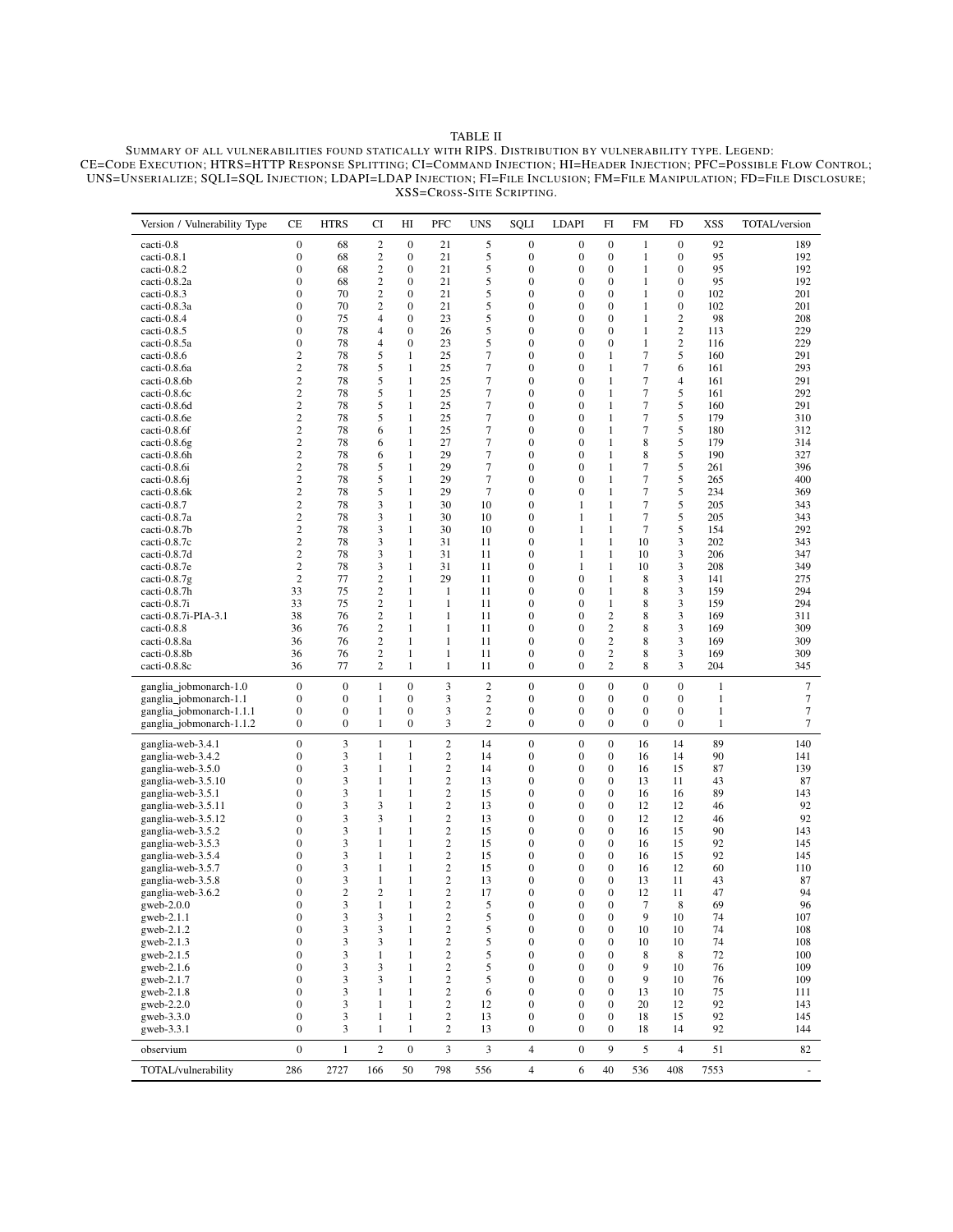TABLE II
SUMMARY OF ALL VULNERABILITIES FOUND STATICALLY WITH RIPS. DISTRIBUTION BY VULNERABILITY TYPE. LEGEND: CE=CODE EXECUTION; HTRS=HTTP RESPONSE SPLITTING; CI=COMMAND INJECTION; HI=HEADER INJECTION; PFC=POSSIBLE FLOW CONTROL; UNS=UNSERIALIZE; SQLI=SQL INJECTION; LDAPI=LDAP INJECTION; FI=FILE INCLUSION; FM=FILE MANIPULATION; FD=FILE DISCLOSURE; XSS=CROSS-SITE SCRIPTING.

| Version / Vulnerability Type | CE | HTRS | CI | HI | PFC | UNS | SQLI | LDAPI | FI | FM | FD | XSS | TOTAL/version |
|---|---|---|---|---|---|---|---|---|---|---|---|---|---|
| cacti-0.8 | 0 | 68 | 2 | 0 | 21 | 5 | 0 | 0 | 0 | 1 | 0 | 92 | 189 |
| cacti-0.8.1 | 0 | 68 | 2 | 0 | 21 | 5 | 0 | 0 | 0 | 1 | 0 | 95 | 192 |
| cacti-0.8.2 | 0 | 68 | 2 | 0 | 21 | 5 | 0 | 0 | 0 | 1 | 0 | 95 | 192 |
| cacti-0.8.2a | 0 | 68 | 2 | 0 | 21 | 5 | 0 | 0 | 0 | 1 | 0 | 95 | 192 |
| cacti-0.8.3 | 0 | 70 | 2 | 0 | 21 | 5 | 0 | 0 | 0 | 1 | 0 | 102 | 201 |
| cacti-0.8.3a | 0 | 70 | 2 | 0 | 21 | 5 | 0 | 0 | 0 | 1 | 0 | 102 | 201 |
| cacti-0.8.4 | 0 | 75 | 4 | 0 | 23 | 5 | 0 | 0 | 0 | 1 | 2 | 98 | 208 |
| cacti-0.8.5 | 0 | 78 | 4 | 0 | 26 | 5 | 0 | 0 | 0 | 1 | 2 | 113 | 229 |
| cacti-0.8.5a | 0 | 78 | 4 | 0 | 23 | 5 | 0 | 0 | 0 | 1 | 2 | 116 | 229 |
| cacti-0.8.6 | 2 | 78 | 5 | 1 | 25 | 7 | 0 | 0 | 1 | 7 | 5 | 160 | 291 |
| cacti-0.8.6a | 2 | 78 | 5 | 1 | 25 | 7 | 0 | 0 | 1 | 7 | 6 | 161 | 293 |
| cacti-0.8.6b | 2 | 78 | 5 | 1 | 25 | 7 | 0 | 0 | 1 | 7 | 4 | 161 | 291 |
| cacti-0.8.6c | 2 | 78 | 5 | 1 | 25 | 7 | 0 | 0 | 1 | 7 | 5 | 161 | 292 |
| cacti-0.8.6d | 2 | 78 | 5 | 1 | 25 | 7 | 0 | 0 | 1 | 7 | 5 | 160 | 291 |
| cacti-0.8.6e | 2 | 78 | 5 | 1 | 25 | 7 | 0 | 0 | 1 | 7 | 5 | 179 | 310 |
| cacti-0.8.6f | 2 | 78 | 6 | 1 | 25 | 7 | 0 | 0 | 1 | 7 | 5 | 180 | 312 |
| cacti-0.8.6g | 2 | 78 | 6 | 1 | 27 | 7 | 0 | 0 | 1 | 8 | 5 | 179 | 314 |
| cacti-0.8.6h | 2 | 78 | 6 | 1 | 29 | 7 | 0 | 0 | 1 | 8 | 5 | 190 | 327 |
| cacti-0.8.6i | 2 | 78 | 5 | 1 | 29 | 7 | 0 | 0 | 1 | 7 | 5 | 261 | 396 |
| cacti-0.8.6j | 2 | 78 | 5 | 1 | 29 | 7 | 0 | 0 | 1 | 7 | 5 | 265 | 400 |
| cacti-0.8.6k | 2 | 78 | 5 | 1 | 29 | 7 | 0 | 0 | 1 | 7 | 5 | 234 | 369 |
| cacti-0.8.7 | 2 | 78 | 3 | 1 | 30 | 10 | 0 | 1 | 1 | 7 | 5 | 205 | 343 |
| cacti-0.8.7a | 2 | 78 | 3 | 1 | 30 | 10 | 0 | 1 | 1 | 7 | 5 | 205 | 343 |
| cacti-0.8.7b | 2 | 78 | 3 | 1 | 30 | 10 | 0 | 1 | 1 | 7 | 5 | 154 | 292 |
| cacti-0.8.7c | 2 | 78 | 3 | 1 | 31 | 11 | 0 | 1 | 1 | 10 | 3 | 202 | 343 |
| cacti-0.8.7d | 2 | 78 | 3 | 1 | 31 | 11 | 0 | 1 | 1 | 10 | 3 | 206 | 347 |
| cacti-0.8.7e | 2 | 78 | 3 | 1 | 31 | 11 | 0 | 1 | 1 | 10 | 3 | 208 | 349 |
| cacti-0.8.7g | 2 | 77 | 2 | 1 | 29 | 11 | 0 | 0 | 1 | 8 | 3 | 141 | 275 |
| cacti-0.8.7h | 33 | 75 | 2 | 1 | 1 | 11 | 0 | 0 | 1 | 8 | 3 | 159 | 294 |
| cacti-0.8.7i | 33 | 75 | 2 | 1 | 1 | 11 | 0 | 0 | 1 | 8 | 3 | 159 | 294 |
| cacti-0.8.7i-PIA-3.1 | 38 | 76 | 2 | 1 | 1 | 11 | 0 | 0 | 2 | 8 | 3 | 169 | 311 |
| cacti-0.8.8 | 36 | 76 | 2 | 1 | 1 | 11 | 0 | 0 | 2 | 8 | 3 | 169 | 309 |
| cacti-0.8.8a | 36 | 76 | 2 | 1 | 1 | 11 | 0 | 0 | 2 | 8 | 3 | 169 | 309 |
| cacti-0.8.8b | 36 | 76 | 2 | 1 | 1 | 11 | 0 | 0 | 2 | 8 | 3 | 169 | 309 |
| cacti-0.8.8c | 36 | 77 | 2 | 1 | 1 | 11 | 0 | 0 | 2 | 8 | 3 | 204 | 345 |
| ganglia_jobmonarch-1.0 | 0 | 0 | 1 | 0 | 3 | 2 | 0 | 0 | 0 | 0 | 0 | 1 | 7 |
| ganglia_jobmonarch-1.1 | 0 | 0 | 1 | 0 | 3 | 2 | 0 | 0 | 0 | 0 | 0 | 1 | 7 |
| ganglia_jobmonarch-1.1.1 | 0 | 0 | 1 | 0 | 3 | 2 | 0 | 0 | 0 | 0 | 0 | 1 | 7 |
| ganglia_jobmonarch-1.1.2 | 0 | 0 | 1 | 0 | 3 | 2 | 0 | 0 | 0 | 0 | 0 | 1 | 7 |
| ganglia-web-3.4.1 | 0 | 3 | 1 | 1 | 2 | 14 | 0 | 0 | 0 | 16 | 14 | 89 | 140 |
| ganglia-web-3.4.2 | 0 | 3 | 1 | 1 | 2 | 14 | 0 | 0 | 0 | 16 | 14 | 90 | 141 |
| ganglia-web-3.5.0 | 0 | 3 | 1 | 1 | 2 | 14 | 0 | 0 | 0 | 16 | 15 | 87 | 139 |
| ganglia-web-3.5.10 | 0 | 3 | 1 | 1 | 2 | 13 | 0 | 0 | 0 | 13 | 11 | 43 | 87 |
| ganglia-web-3.5.1 | 0 | 3 | 1 | 1 | 2 | 15 | 0 | 0 | 0 | 16 | 16 | 89 | 143 |
| ganglia-web-3.5.11 | 0 | 3 | 3 | 1 | 2 | 13 | 0 | 0 | 0 | 12 | 12 | 46 | 92 |
| ganglia-web-3.5.12 | 0 | 3 | 3 | 1 | 2 | 13 | 0 | 0 | 0 | 12 | 12 | 46 | 92 |
| ganglia-web-3.5.2 | 0 | 3 | 1 | 1 | 2 | 15 | 0 | 0 | 0 | 16 | 15 | 90 | 143 |
| ganglia-web-3.5.3 | 0 | 3 | 1 | 1 | 2 | 15 | 0 | 0 | 0 | 16 | 15 | 92 | 145 |
| ganglia-web-3.5.4 | 0 | 3 | 1 | 1 | 2 | 15 | 0 | 0 | 0 | 16 | 15 | 92 | 145 |
| ganglia-web-3.5.7 | 0 | 3 | 1 | 1 | 2 | 15 | 0 | 0 | 0 | 16 | 12 | 60 | 110 |
| ganglia-web-3.5.8 | 0 | 3 | 1 | 1 | 2 | 13 | 0 | 0 | 0 | 13 | 11 | 43 | 87 |
| ganglia-web-3.6.2 | 0 | 2 | 2 | 1 | 2 | 17 | 0 | 0 | 0 | 12 | 11 | 47 | 94 |
| gweb-2.0.0 | 0 | 3 | 1 | 1 | 2 | 5 | 0 | 0 | 0 | 7 | 8 | 69 | 96 |
| gweb-2.1.1 | 0 | 3 | 3 | 1 | 2 | 5 | 0 | 0 | 0 | 9 | 10 | 74 | 107 |
| gweb-2.1.2 | 0 | 3 | 3 | 1 | 2 | 5 | 0 | 0 | 0 | 10 | 10 | 74 | 108 |
| gweb-2.1.3 | 0 | 3 | 3 | 1 | 2 | 5 | 0 | 0 | 0 | 10 | 10 | 74 | 108 |
| gweb-2.1.5 | 0 | 3 | 1 | 1 | 2 | 5 | 0 | 0 | 0 | 8 | 8 | 72 | 100 |
| gweb-2.1.6 | 0 | 3 | 3 | 1 | 2 | 5 | 0 | 0 | 0 | 9 | 10 | 76 | 109 |
| gweb-2.1.7 | 0 | 3 | 3 | 1 | 2 | 5 | 0 | 0 | 0 | 9 | 10 | 76 | 109 |
| gweb-2.1.8 | 0 | 3 | 1 | 1 | 2 | 6 | 0 | 0 | 0 | 13 | 10 | 75 | 111 |
| gweb-2.2.0 | 0 | 3 | 1 | 1 | 2 | 12 | 0 | 0 | 0 | 20 | 12 | 92 | 143 |
| gweb-3.3.0 | 0 | 3 | 1 | 1 | 2 | 13 | 0 | 0 | 0 | 18 | 15 | 92 | 145 |
| gweb-3.3.1 | 0 | 3 | 1 | 1 | 2 | 13 | 0 | 0 | 0 | 18 | 14 | 92 | 144 |
| observium | 0 | 1 | 2 | 0 | 3 | 3 | 4 | 0 | 9 | 5 | 4 | 51 | 82 |
| TOTAL/vulnerability | 286 | 2727 | 166 | 50 | 798 | 556 | 4 | 6 | 40 | 536 | 408 | 7553 | - |